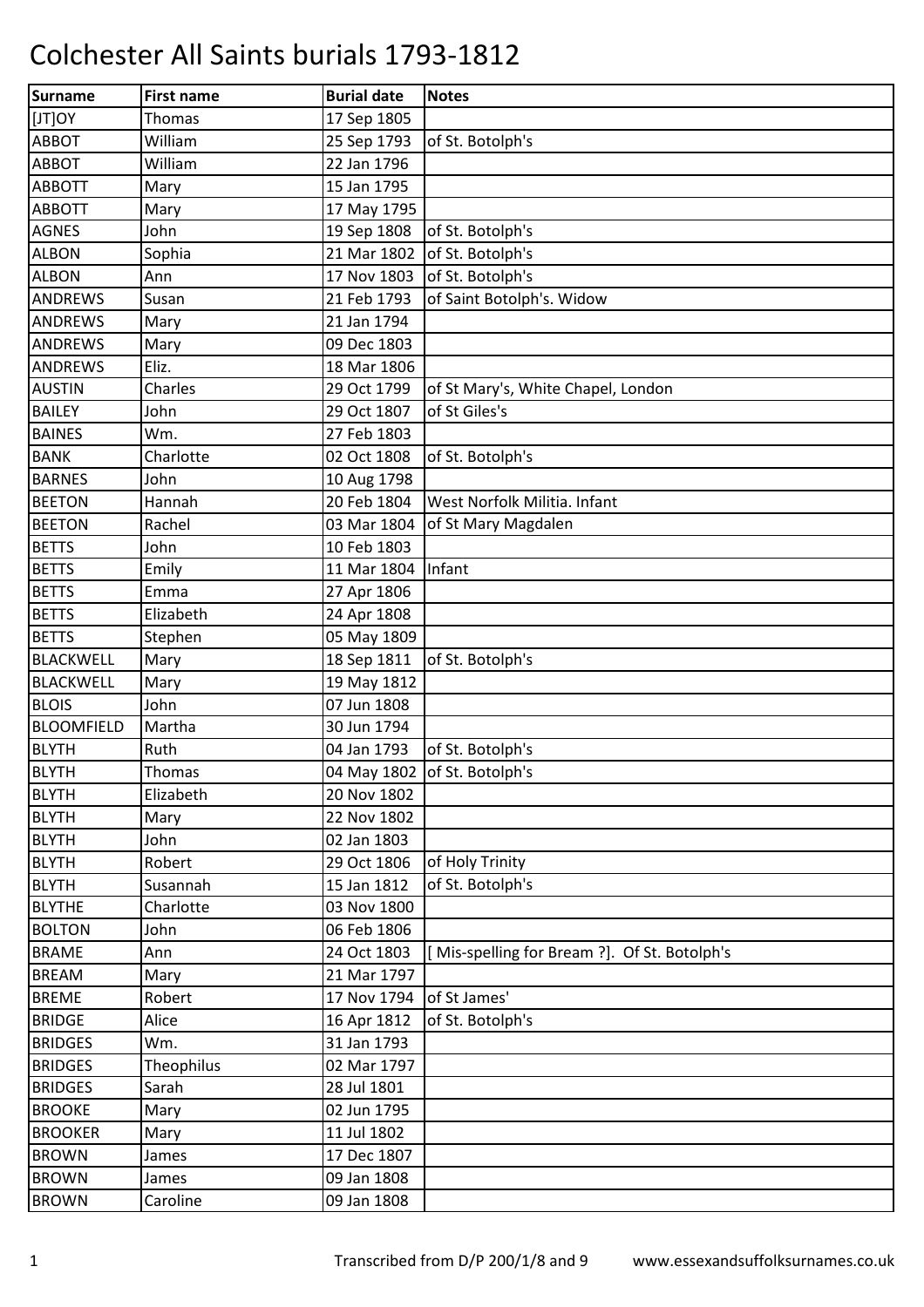# Colchester All Saints burials 1793-1812

| Surname | First name | Burial date | Notes |
|---|---|---|---|
| [JT]OY | Thomas | 17 Sep 1805 | |
| ABBOT | William | 25 Sep 1793 | of St. Botolph's |
| ABBOT | William | 22 Jan 1796 | |
| ABBOTT | Mary | 15 Jan 1795 | |
| ABBOTT | Mary | 17 May 1795 | |
| AGNES | John | 19 Sep 1808 | of St. Botolph's |
| ALBON | Sophia | 21 Mar 1802 | of St. Botolph's |
| ALBON | Ann | 17 Nov 1803 | of St. Botolph's |
| ANDREWS | Susan | 21 Feb 1793 | of Saint Botolph's. Widow |
| ANDREWS | Mary | 21 Jan 1794 | |
| ANDREWS | Mary | 09 Dec 1803 | |
| ANDREWS | Eliz. | 18 Mar 1806 | |
| AUSTIN | Charles | 29 Oct 1799 | of St Mary's, White Chapel, London |
| BAILEY | John | 29 Oct 1807 | of St Giles's |
| BAINES | Wm. | 27 Feb 1803 | |
| BANK | Charlotte | 02 Oct 1808 | of St. Botolph's |
| BARNES | John | 10 Aug 1798 | |
| BEETON | Hannah | 20 Feb 1804 | West Norfolk Militia. Infant |
| BEETON | Rachel | 03 Mar 1804 | of St Mary Magdalen |
| BETTS | John | 10 Feb 1803 | |
| BETTS | Emily | 11 Mar 1804 | Infant |
| BETTS | Emma | 27 Apr 1806 | |
| BETTS | Elizabeth | 24 Apr 1808 | |
| BETTS | Stephen | 05 May 1809 | |
| BLACKWELL | Mary | 18 Sep 1811 | of St. Botolph's |
| BLACKWELL | Mary | 19 May 1812 | |
| BLOIS | John | 07 Jun 1808 | |
| BLOOMFIELD | Martha | 30 Jun 1794 | |
| BLYTH | Ruth | 04 Jan 1793 | of St. Botolph's |
| BLYTH | Thomas | 04 May 1802 | of St. Botolph's |
| BLYTH | Elizabeth | 20 Nov 1802 | |
| BLYTH | Mary | 22 Nov 1802 | |
| BLYTH | John | 02 Jan 1803 | |
| BLYTH | Robert | 29 Oct 1806 | of Holy Trinity |
| BLYTH | Susannah | 15 Jan 1812 | of St. Botolph's |
| BLYTHE | Charlotte | 03 Nov 1800 | |
| BOLTON | John | 06 Feb 1806 | |
| BRAME | Ann | 24 Oct 1803 | [ Mis-spelling for Bream ?]. Of St. Botolph's |
| BREAM | Mary | 21 Mar 1797 | |
| BREME | Robert | 17 Nov 1794 | of St James' |
| BRIDGE | Alice | 16 Apr 1812 | of St. Botolph's |
| BRIDGES | Wm. | 31 Jan 1793 | |
| BRIDGES | Theophilus | 02 Mar 1797 | |
| BRIDGES | Sarah | 28 Jul 1801 | |
| BROOKE | Mary | 02 Jun 1795 | |
| BROOKER | Mary | 11 Jul 1802 | |
| BROWN | James | 17 Dec 1807 | |
| BROWN | James | 09 Jan 1808 | |
| BROWN | Caroline | 09 Jan 1808 | |

Transcribed from D/P 200/1/8 and 9 www.essexandsuffolksurnames.co.uk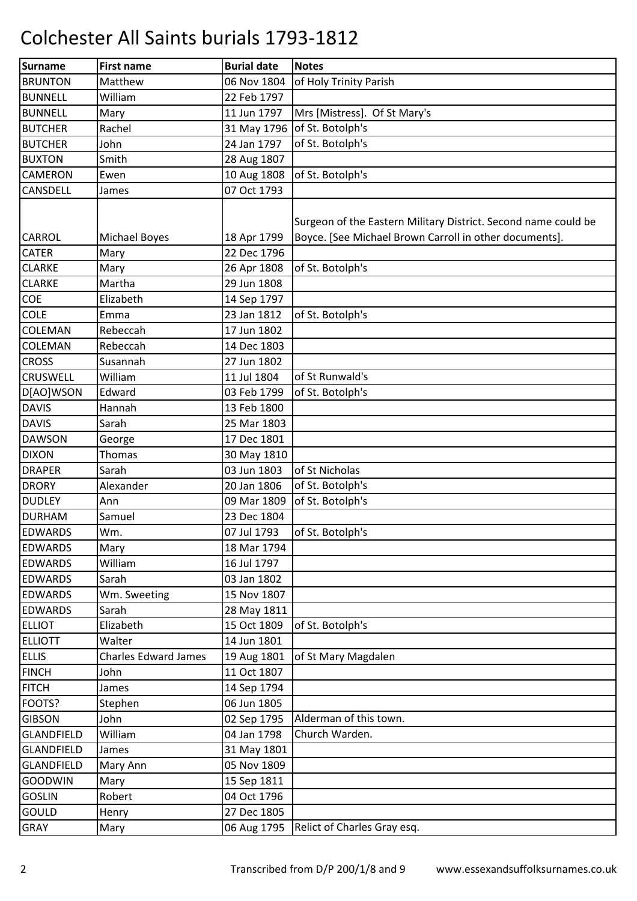# Colchester All Saints burials 1793-1812

| Surname | First name | Burial date | Notes |
|---|---|---|---|
| BRUNTON | Matthew | 06 Nov 1804 | of Holy Trinity Parish |
| BUNNELL | William | 22 Feb 1797 | |
| BUNNELL | Mary | 11 Jun 1797 | Mrs [Mistress]. Of St Mary's |
| BUTCHER | Rachel | 31 May 1796 | of St. Botolph's |
| BUTCHER | John | 24 Jan 1797 | of St. Botolph's |
| BUXTON | Smith | 28 Aug 1807 | |
| CAMERON | Ewen | 10 Aug 1808 | of St. Botolph's |
| CANSDELL | James | 07 Oct 1793 | |
| CARROL | Michael Boyes | 18 Apr 1799 | Surgeon of the Eastern Military District. Second name could be Boyce. [See Michael Brown Carroll in other documents]. |
| CATER | Mary | 22 Dec 1796 | |
| CLARKE | Mary | 26 Apr 1808 | of St. Botolph's |
| CLARKE | Martha | 29 Jun 1808 | |
| COE | Elizabeth | 14 Sep 1797 | |
| COLE | Emma | 23 Jan 1812 | of St. Botolph's |
| COLEMAN | Rebeccah | 17 Jun 1802 | |
| COLEMAN | Rebeccah | 14 Dec 1803 | |
| CROSS | Susannah | 27 Jun 1802 | |
| CRUSWELL | William | 11 Jul 1804 | of St Runwald's |
| D[AO]WSON | Edward | 03 Feb 1799 | of St. Botolph's |
| DAVIS | Hannah | 13 Feb 1800 | |
| DAVIS | Sarah | 25 Mar 1803 | |
| DAWSON | George | 17 Dec 1801 | |
| DIXON | Thomas | 30 May 1810 | |
| DRAPER | Sarah | 03 Jun 1803 | of St Nicholas |
| DRORY | Alexander | 20 Jan 1806 | of St. Botolph's |
| DUDLEY | Ann | 09 Mar 1809 | of St. Botolph's |
| DURHAM | Samuel | 23 Dec 1804 | |
| EDWARDS | Wm. | 07 Jul 1793 | of St. Botolph's |
| EDWARDS | Mary | 18 Mar 1794 | |
| EDWARDS | William | 16 Jul 1797 | |
| EDWARDS | Sarah | 03 Jan 1802 | |
| EDWARDS | Wm. Sweeting | 15 Nov 1807 | |
| EDWARDS | Sarah | 28 May 1811 | |
| ELLIOT | Elizabeth | 15 Oct 1809 | of St. Botolph's |
| ELLIOTT | Walter | 14 Jun 1801 | |
| ELLIS | Charles Edward James | 19 Aug 1801 | of St Mary Magdalen |
| FINCH | John | 11 Oct 1807 | |
| FITCH | James | 14 Sep 1794 | |
| FOOTS? | Stephen | 06 Jun 1805 | |
| GIBSON | John | 02 Sep 1795 | Alderman of this town. |
| GLANDFIELD | William | 04 Jan 1798 | Church Warden. |
| GLANDFIELD | James | 31 May 1801 | |
| GLANDFIELD | Mary Ann | 05 Nov 1809 | |
| GOODWIN | Mary | 15 Sep 1811 | |
| GOSLIN | Robert | 04 Oct 1796 | |
| GOULD | Henry | 27 Dec 1805 | |
| GRAY | Mary | 06 Aug 1795 | Relict of Charles Gray esq. |

Transcribed from D/P 200/1/8 and 9 www.essexandsuffolksurnames.co.uk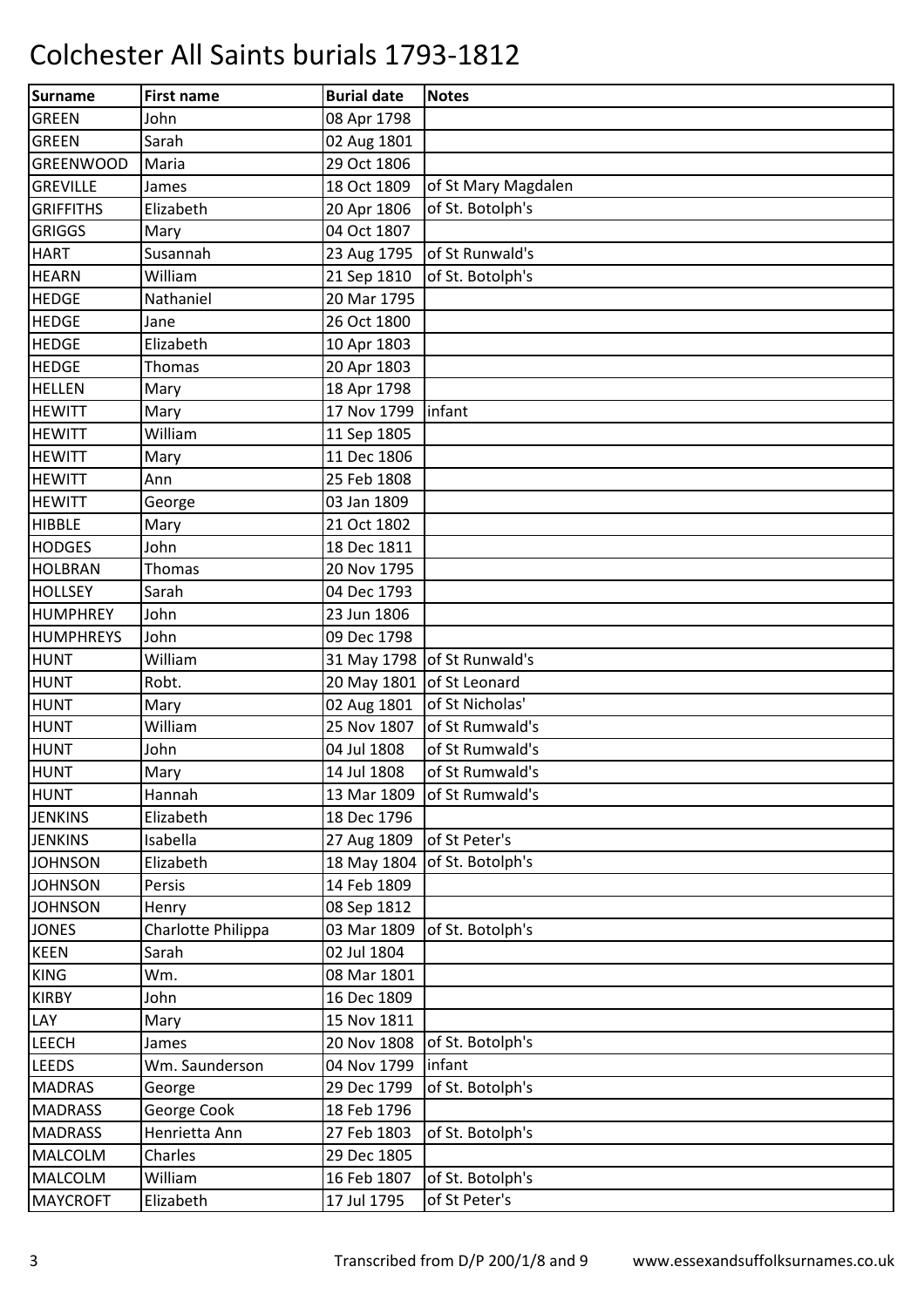# Colchester All Saints burials 1793-1812

| Surname | First name | Burial date | Notes |
|---|---|---|---|
| GREEN | John | 08 Apr 1798 | |
| GREEN | Sarah | 02 Aug 1801 | |
| GREENWOOD | Maria | 29 Oct 1806 | |
| GREVILLE | James | 18 Oct 1809 | of St Mary Magdalen |
| GRIFFITHS | Elizabeth | 20 Apr 1806 | of St. Botolph's |
| GRIGGS | Mary | 04 Oct 1807 | |
| HART | Susannah | 23 Aug 1795 | of St Runwald's |
| HEARN | William | 21 Sep 1810 | of St. Botolph's |
| HEDGE | Nathaniel | 20 Mar 1795 | |
| HEDGE | Jane | 26 Oct 1800 | |
| HEDGE | Elizabeth | 10 Apr 1803 | |
| HEDGE | Thomas | 20 Apr 1803 | |
| HELLEN | Mary | 18 Apr 1798 | |
| HEWITT | Mary | 17 Nov 1799 | infant |
| HEWITT | William | 11 Sep 1805 | |
| HEWITT | Mary | 11 Dec 1806 | |
| HEWITT | Ann | 25 Feb 1808 | |
| HEWITT | George | 03 Jan 1809 | |
| HIBBLE | Mary | 21 Oct 1802 | |
| HODGES | John | 18 Dec 1811 | |
| HOLBRAN | Thomas | 20 Nov 1795 | |
| HOLLSEY | Sarah | 04 Dec 1793 | |
| HUMPHREY | John | 23 Jun 1806 | |
| HUMPHREYS | John | 09 Dec 1798 | |
| HUNT | William | 31 May 1798 | of St Runwald's |
| HUNT | Robt. | 20 May 1801 | of St Leonard |
| HUNT | Mary | 02 Aug 1801 | of St Nicholas' |
| HUNT | William | 25 Nov 1807 | of St Rumwald's |
| HUNT | John | 04 Jul 1808 | of St Rumwald's |
| HUNT | Mary | 14 Jul 1808 | of St Rumwald's |
| HUNT | Hannah | 13 Mar 1809 | of St Rumwald's |
| JENKINS | Elizabeth | 18 Dec 1796 | |
| JENKINS | Isabella | 27 Aug 1809 | of St Peter's |
| JOHNSON | Elizabeth | 18 May 1804 | of St. Botolph's |
| JOHNSON | Persis | 14 Feb 1809 | |
| JOHNSON | Henry | 08 Sep 1812 | |
| JONES | Charlotte Philippa | 03 Mar 1809 | of St. Botolph's |
| KEEN | Sarah | 02 Jul 1804 | |
| KING | Wm. | 08 Mar 1801 | |
| KIRBY | John | 16 Dec 1809 | |
| LAY | Mary | 15 Nov 1811 | |
| LEECH | James | 20 Nov 1808 | of St. Botolph's |
| LEEDS | Wm. Saunderson | 04 Nov 1799 | infant |
| MADRAS | George | 29 Dec 1799 | of St. Botolph's |
| MADRASS | George Cook | 18 Feb 1796 | |
| MADRASS | Henrietta Ann | 27 Feb 1803 | of St. Botolph's |
| MALCOLM | Charles | 29 Dec 1805 | |
| MALCOLM | William | 16 Feb 1807 | of St. Botolph's |
| MAYCROFT | Elizabeth | 17 Jul 1795 | of St Peter's |

Transcribed from D/P 200/1/8 and 9 www.essexandsuffolksurnames.co.uk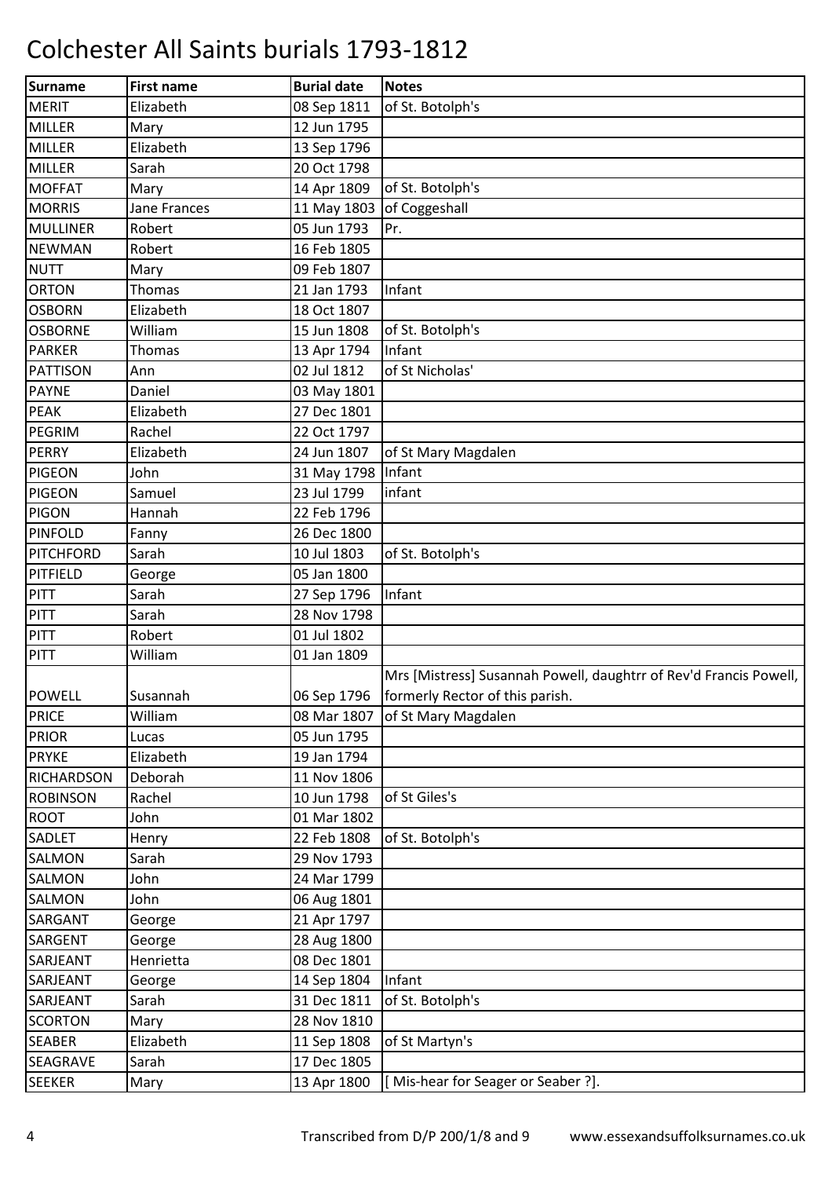# Colchester All Saints burials 1793-1812

| Surname | First name | Burial date | Notes |
|---|---|---|---|
| MERIT | Elizabeth | 08 Sep 1811 | of St. Botolph's |
| MILLER | Mary | 12 Jun 1795 | |
| MILLER | Elizabeth | 13 Sep 1796 | |
| MILLER | Sarah | 20 Oct 1798 | |
| MOFFAT | Mary | 14 Apr 1809 | of St. Botolph's |
| MORRIS | Jane Frances | 11 May 1803 | of Coggeshall |
| MULLINER | Robert | 05 Jun 1793 | Pr. |
| NEWMAN | Robert | 16 Feb 1805 | |
| NUTT | Mary | 09 Feb 1807 | |
| ORTON | Thomas | 21 Jan 1793 | Infant |
| OSBORN | Elizabeth | 18 Oct 1807 | |
| OSBORNE | William | 15 Jun 1808 | of St. Botolph's |
| PARKER | Thomas | 13 Apr 1794 | Infant |
| PATTISON | Ann | 02 Jul 1812 | of St Nicholas' |
| PAYNE | Daniel | 03 May 1801 | |
| PEAK | Elizabeth | 27 Dec 1801 | |
| PEGRIM | Rachel | 22 Oct 1797 | |
| PERRY | Elizabeth | 24 Jun 1807 | of St Mary Magdalen |
| PIGEON | John | 31 May 1798 | Infant |
| PIGEON | Samuel | 23 Jul 1799 | infant |
| PIGON | Hannah | 22 Feb 1796 | |
| PINFOLD | Fanny | 26 Dec 1800 | |
| PITCHFORD | Sarah | 10 Jul 1803 | of St. Botolph's |
| PITFIELD | George | 05 Jan 1800 | |
| PITT | Sarah | 27 Sep 1796 | Infant |
| PITT | Sarah | 28 Nov 1798 | |
| PITT | Robert | 01 Jul 1802 | |
| PITT | William | 01 Jan 1809 | |
| POWELL | Susannah | 06 Sep 1796 | Mrs [Mistress] Susannah Powell, daughtrr of Rev'd Francis Powell, formerly Rector of this parish. |
| PRICE | William | 08 Mar 1807 | of St Mary Magdalen |
| PRIOR | Lucas | 05 Jun 1795 | |
| PRYKE | Elizabeth | 19 Jan 1794 | |
| RICHARDSON | Deborah | 11 Nov 1806 | |
| ROBINSON | Rachel | 10 Jun 1798 | of St Giles's |
| ROOT | John | 01 Mar 1802 | |
| SADLET | Henry | 22 Feb 1808 | of St. Botolph's |
| SALMON | Sarah | 29 Nov 1793 | |
| SALMON | John | 24 Mar 1799 | |
| SALMON | John | 06 Aug 1801 | |
| SARGANT | George | 21 Apr 1797 | |
| SARGENT | George | 28 Aug 1800 | |
| SARJEANT | Henrietta | 08 Dec 1801 | |
| SARJEANT | George | 14 Sep 1804 | Infant |
| SARJEANT | Sarah | 31 Dec 1811 | of St. Botolph's |
| SCORTON | Mary | 28 Nov 1810 | |
| SEABER | Elizabeth | 11 Sep 1808 | of St Martyn's |
| SEAGRAVE | Sarah | 17 Dec 1805 | |
| SEEKER | Mary | 13 Apr 1800 | [ Mis-hear for Seager or Seaber ?]. |

Transcribed from D/P 200/1/8 and 9 www.essexandsuffolksurnames.co.uk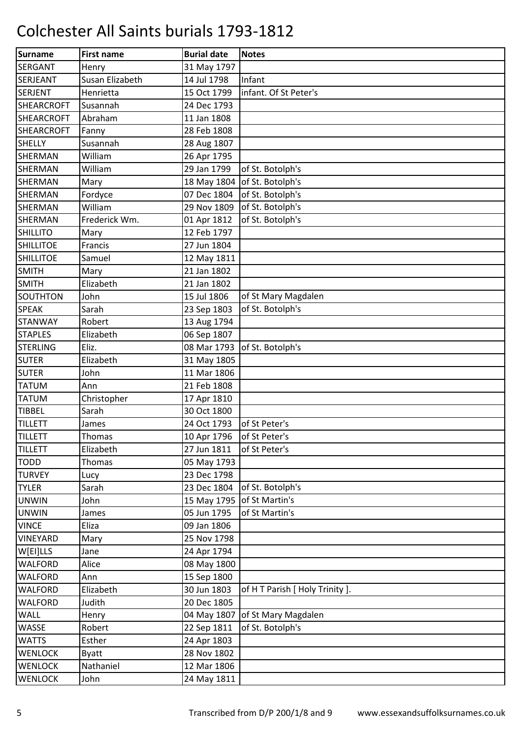# Colchester All Saints burials 1793-1812

| Surname | First name | Burial date | Notes |
|---|---|---|---|
| SERGANT | Henry | 31 May 1797 | |
| SERJEANT | Susan Elizabeth | 14 Jul 1798 | Infant |
| SERJENT | Henrietta | 15 Oct 1799 | infant. Of St Peter's |
| SHEARCROFT | Susannah | 24 Dec 1793 | |
| SHEARCROFT | Abraham | 11 Jan 1808 | |
| SHEARCROFT | Fanny | 28 Feb 1808 | |
| SHELLY | Susannah | 28 Aug 1807 | |
| SHERMAN | William | 26 Apr 1795 | |
| SHERMAN | William | 29 Jan 1799 | of St. Botolph's |
| SHERMAN | Mary | 18 May 1804 | of St. Botolph's |
| SHERMAN | Fordyce | 07 Dec 1804 | of St. Botolph's |
| SHERMAN | William | 29 Nov 1809 | of St. Botolph's |
| SHERMAN | Frederick Wm. | 01 Apr 1812 | of St. Botolph's |
| SHILLITO | Mary | 12 Feb 1797 | |
| SHILLITOE | Francis | 27 Jun 1804 | |
| SHILLITOE | Samuel | 12 May 1811 | |
| SMITH | Mary | 21 Jan 1802 | |
| SMITH | Elizabeth | 21 Jan 1802 | |
| SOUTHTON | John | 15 Jul 1806 | of St Mary Magdalen |
| SPEAK | Sarah | 23 Sep 1803 | of St. Botolph's |
| STANWAY | Robert | 13 Aug 1794 | |
| STAPLES | Elizabeth | 06 Sep 1807 | |
| STERLING | Eliz. | 08 Mar 1793 | of St. Botolph's |
| SUTER | Elizabeth | 31 May 1805 | |
| SUTER | John | 11 Mar 1806 | |
| TATUM | Ann | 21 Feb 1808 | |
| TATUM | Christopher | 17 Apr 1810 | |
| TIBBEL | Sarah | 30 Oct 1800 | |
| TILLETT | James | 24 Oct 1793 | of St Peter's |
| TILLETT | Thomas | 10 Apr 1796 | of St Peter's |
| TILLETT | Elizabeth | 27 Jun 1811 | of St Peter's |
| TODD | Thomas | 05 May 1793 | |
| TURVEY | Lucy | 23 Dec 1798 | |
| TYLER | Sarah | 23 Dec 1804 | of St. Botolph's |
| UNWIN | John | 15 May 1795 | of St Martin's |
| UNWIN | James | 05 Jun 1795 | of St Martin's |
| VINCE | Eliza | 09 Jan 1806 | |
| VINEYARD | Mary | 25 Nov 1798 | |
| W[EI]LLS | Jane | 24 Apr 1794 | |
| WALFORD | Alice | 08 May 1800 | |
| WALFORD | Ann | 15 Sep 1800 | |
| WALFORD | Elizabeth | 30 Jun 1803 | of H T Parish [ Holy Trinity ]. |
| WALFORD | Judith | 20 Dec 1805 | |
| WALL | Henry | 04 May 1807 | of St Mary Magdalen |
| WASSE | Robert | 22 Sep 1811 | of St. Botolph's |
| WATTS | Esther | 24 Apr 1803 | |
| WENLOCK | Byatt | 28 Nov 1802 | |
| WENLOCK | Nathaniel | 12 Mar 1806 | |
| WENLOCK | John | 24 May 1811 | |

Transcribed from D/P 200/1/8 and 9 www.essexandsuffolksurnames.co.uk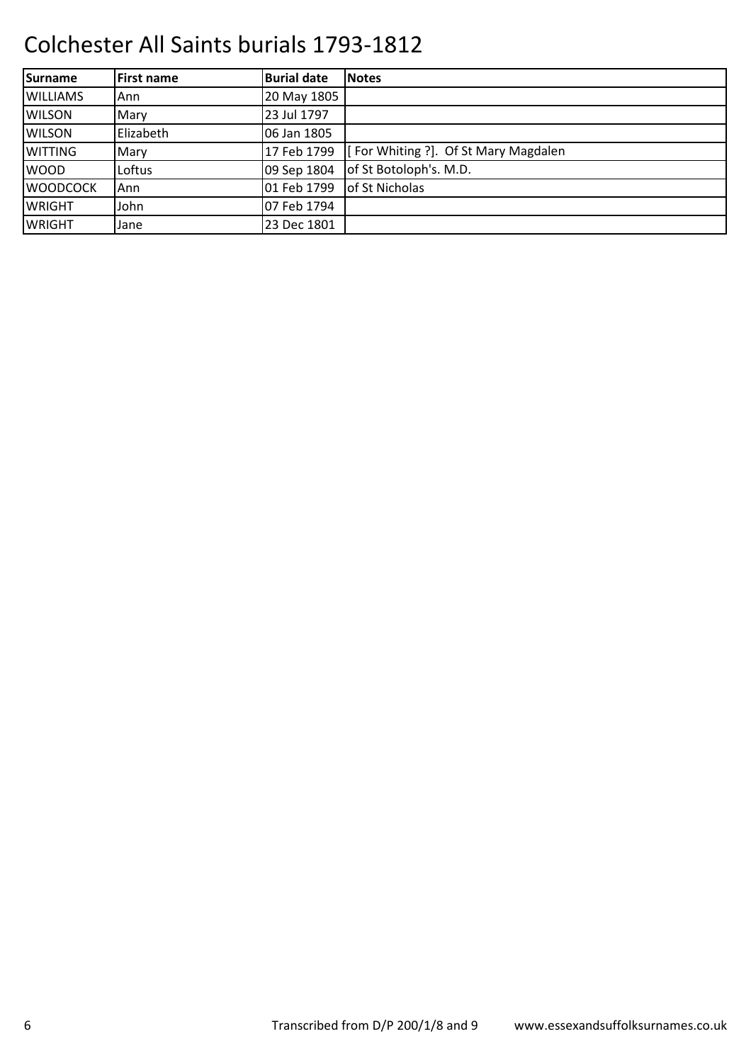# Colchester All Saints burials 1793-1812

| Surname | First name | Burial date | Notes |
|---|---|---|---|
| WILLIAMS | Ann | 20 May 1805 | |
| WILSON | Mary | 23 Jul 1797 | |
| WILSON | Elizabeth | 06 Jan 1805 | |
| WITTING | Mary | 17 Feb 1799 | [ For Whiting ?]. Of St Mary Magdalen |
| WOOD | Loftus | 09 Sep 1804 | of St Botoloph's. M.D. |
| WOODCOCK | Ann | 01 Feb 1799 | of St Nicholas |
| WRIGHT | John | 07 Feb 1794 | |
| WRIGHT | Jane | 23 Dec 1801 | |

Transcribed from D/P 200/1/8 and 9 www.essexandsuffolksurnames.co.uk